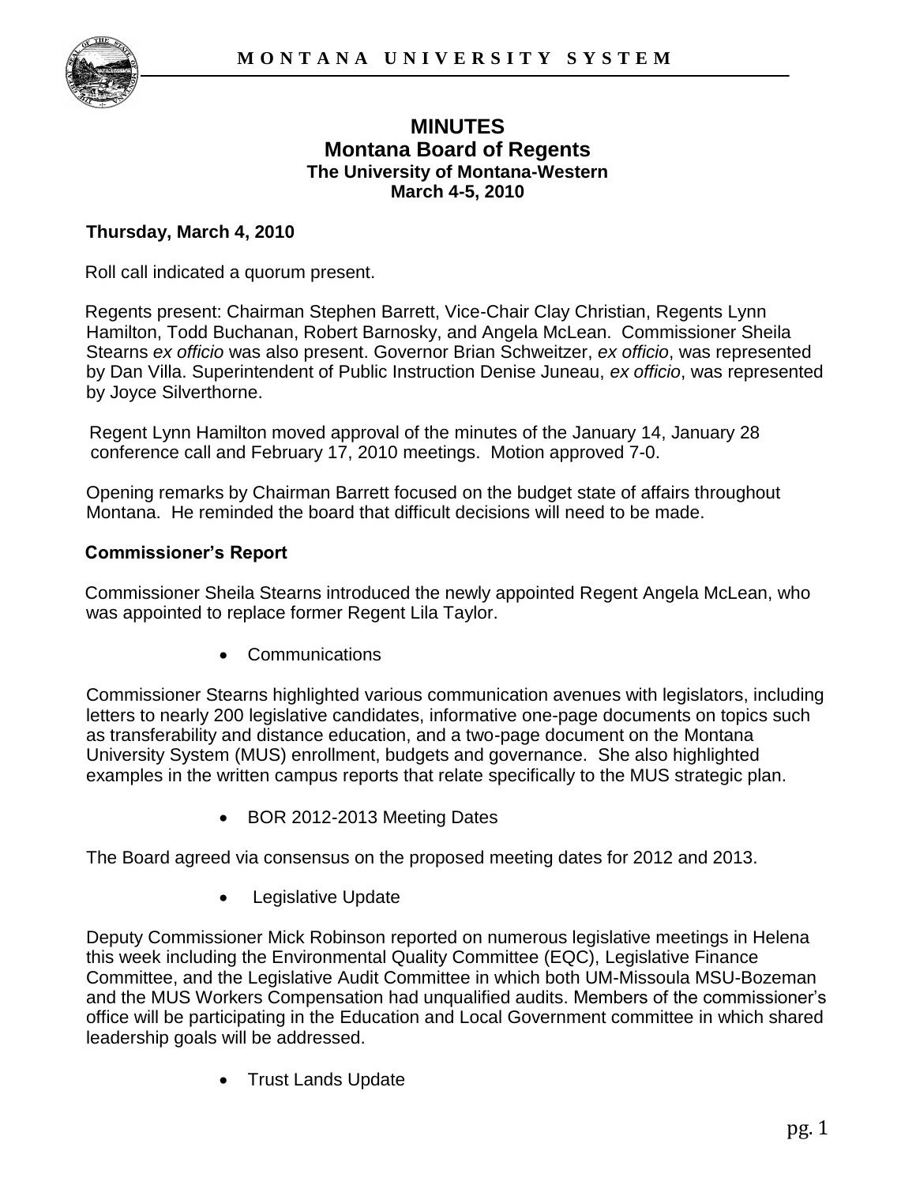# MINUTES
## Montana Board of Regents
### The University of Montana-Western
### March 4-5, 2010

**Thursday, March 4, 2010**

Roll call indicated a quorum present.

Regents present: Chairman Stephen Barrett, Vice-Chair Clay Christian, Regents Lynn Hamilton, Todd Buchanan, Robert Barnosky, and Angela McLean. Commissioner Sheila Stearns *ex officio* was also present. Governor Brian Schweitzer, *ex officio*, was represented by Dan Villa. Superintendent of Public Instruction Denise Juneau, *ex officio*, was represented by Joyce Silverthorne.

Regent Lynn Hamilton moved approval of the minutes of the January 14, January 28 conference call and February 17, 2010 meetings. Motion approved 7-0.

Opening remarks by Chairman Barrett focused on the budget state of affairs throughout Montana. He reminded the board that difficult decisions will need to be made.

**Commissioner's Report**

Commissioner Sheila Stearns introduced the newly appointed Regent Angela McLean, who was appointed to replace former Regent Lila Taylor.

- Communications

Commissioner Stearns highlighted various communication avenues with legislators, including letters to nearly 200 legislative candidates, informative one-page documents on topics such as transferability and distance education, and a two-page document on the Montana University System (MUS) enrollment, budgets and governance. She also highlighted examples in the written campus reports that relate specifically to the MUS strategic plan.

- BOR 2012-2013 Meeting Dates

The Board agreed via consensus on the proposed meeting dates for 2012 and 2013.

- Legislative Update

Deputy Commissioner Mick Robinson reported on numerous legislative meetings in Helena this week including the Environmental Quality Committee (EQC), Legislative Finance Committee, and the Legislative Audit Committee in which both UM-Missoula MSU-Bozeman and the MUS Workers Compensation had unqualified audits. Members of the commissioner's office will be participating in the Education and Local Government committee in which shared leadership goals will be addressed.

- Trust Lands Update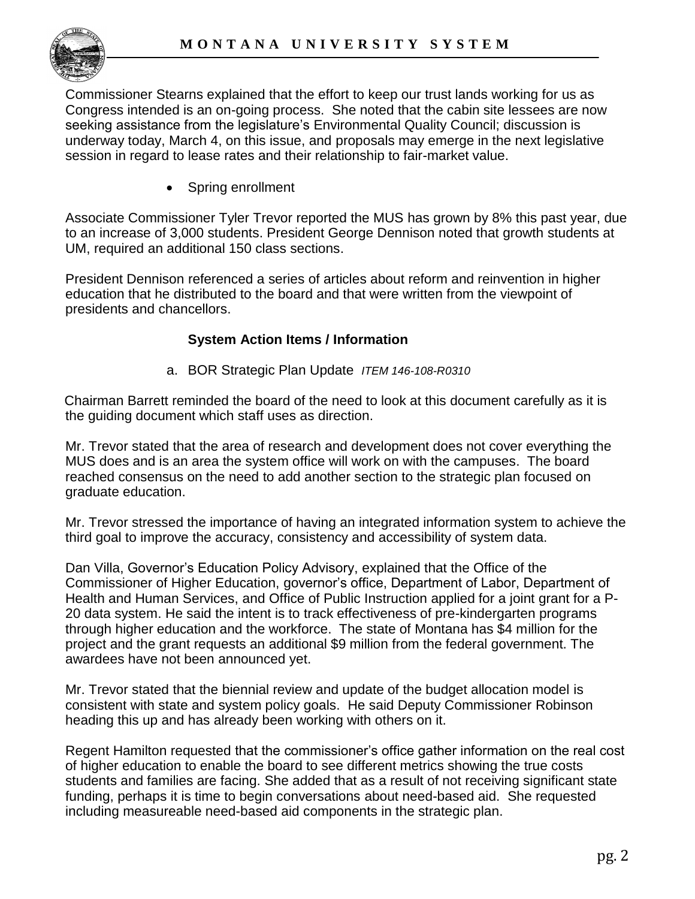Commissioner Stearns explained that the effort to keep our trust lands working for us as Congress intended is an on-going process. She noted that the cabin site lessees are now seeking assistance from the legislature's Environmental Quality Council; discussion is underway today, March 4, on this issue, and proposals may emerge in the next legislative session in regard to lease rates and their relationship to fair-market value.

- Spring enrollment

Associate Commissioner Tyler Trevor reported the MUS has grown by 8% this past year, due to an increase of 3,000 students. President George Dennison noted that growth students at UM, required an additional 150 class sections.

President Dennison referenced a series of articles about reform and reinvention in higher education that he distributed to the board and that were written from the viewpoint of presidents and chancellors.

### System Action Items / Information

a. BOR Strategic Plan Update *ITEM 146-108-R0310*

Chairman Barrett reminded the board of the need to look at this document carefully as it is the guiding document which staff uses as direction.

Mr. Trevor stated that the area of research and development does not cover everything the MUS does and is an area the system office will work on with the campuses. The board reached consensus on the need to add another section to the strategic plan focused on graduate education.

Mr. Trevor stressed the importance of having an integrated information system to achieve the third goal to improve the accuracy, consistency and accessibility of system data.

Dan Villa, Governor's Education Policy Advisory, explained that the Office of the Commissioner of Higher Education, governor's office, Department of Labor, Department of Health and Human Services, and Office of Public Instruction applied for a joint grant for a P-20 data system. He said the intent is to track effectiveness of pre-kindergarten programs through higher education and the workforce. The state of Montana has $4 million for the project and the grant requests an additional $9 million from the federal government. The awardees have not been announced yet.

Mr. Trevor stated that the biennial review and update of the budget allocation model is consistent with state and system policy goals. He said Deputy Commissioner Robinson heading this up and has already been working with others on it.

Regent Hamilton requested that the commissioner's office gather information on the real cost of higher education to enable the board to see different metrics showing the true costs students and families are facing. She added that as a result of not receiving significant state funding, perhaps it is time to begin conversations about need-based aid. She requested including measureable need-based aid components in the strategic plan.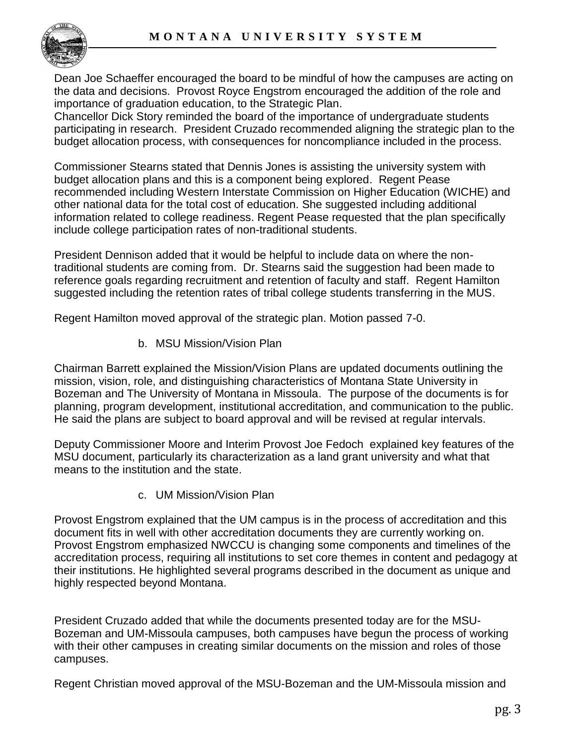Dean Joe Schaeffer encouraged the board to be mindful of how the campuses are acting on the data and decisions. Provost Royce Engstrom encouraged the addition of the role and importance of graduation education, to the Strategic Plan.
Chancellor Dick Story reminded the board of the importance of undergraduate students participating in research. President Cruzado recommended aligning the strategic plan to the budget allocation process, with consequences for noncompliance included in the process.

Commissioner Stearns stated that Dennis Jones is assisting the university system with budget allocation plans and this is a component being explored. Regent Pease recommended including Western Interstate Commission on Higher Education (WICHE) and other national data for the total cost of education. She suggested including additional information related to college readiness. Regent Pease requested that the plan specifically include college participation rates of non-traditional students.

President Dennison added that it would be helpful to include data on where the non-traditional students are coming from. Dr. Stearns said the suggestion had been made to reference goals regarding recruitment and retention of faculty and staff. Regent Hamilton suggested including the retention rates of tribal college students transferring in the MUS.

Regent Hamilton moved approval of the strategic plan. Motion passed 7-0.

b. MSU Mission/Vision Plan

Chairman Barrett explained the Mission/Vision Plans are updated documents outlining the mission, vision, role, and distinguishing characteristics of Montana State University in Bozeman and The University of Montana in Missoula. The purpose of the documents is for planning, program development, institutional accreditation, and communication to the public. He said the plans are subject to board approval and will be revised at regular intervals.

Deputy Commissioner Moore and Interim Provost Joe Fedoch explained key features of the MSU document, particularly its characterization as a land grant university and what that means to the institution and the state.

c. UM Mission/Vision Plan

Provost Engstrom explained that the UM campus is in the process of accreditation and this document fits in well with other accreditation documents they are currently working on. Provost Engstrom emphasized NWCCU is changing some components and timelines of the accreditation process, requiring all institutions to set core themes in content and pedagogy at their institutions. He highlighted several programs described in the document as unique and highly respected beyond Montana.

President Cruzado added that while the documents presented today are for the MSU-Bozeman and UM-Missoula campuses, both campuses have begun the process of working with their other campuses in creating similar documents on the mission and roles of those campuses.

Regent Christian moved approval of the MSU-Bozeman and the UM-Missoula mission and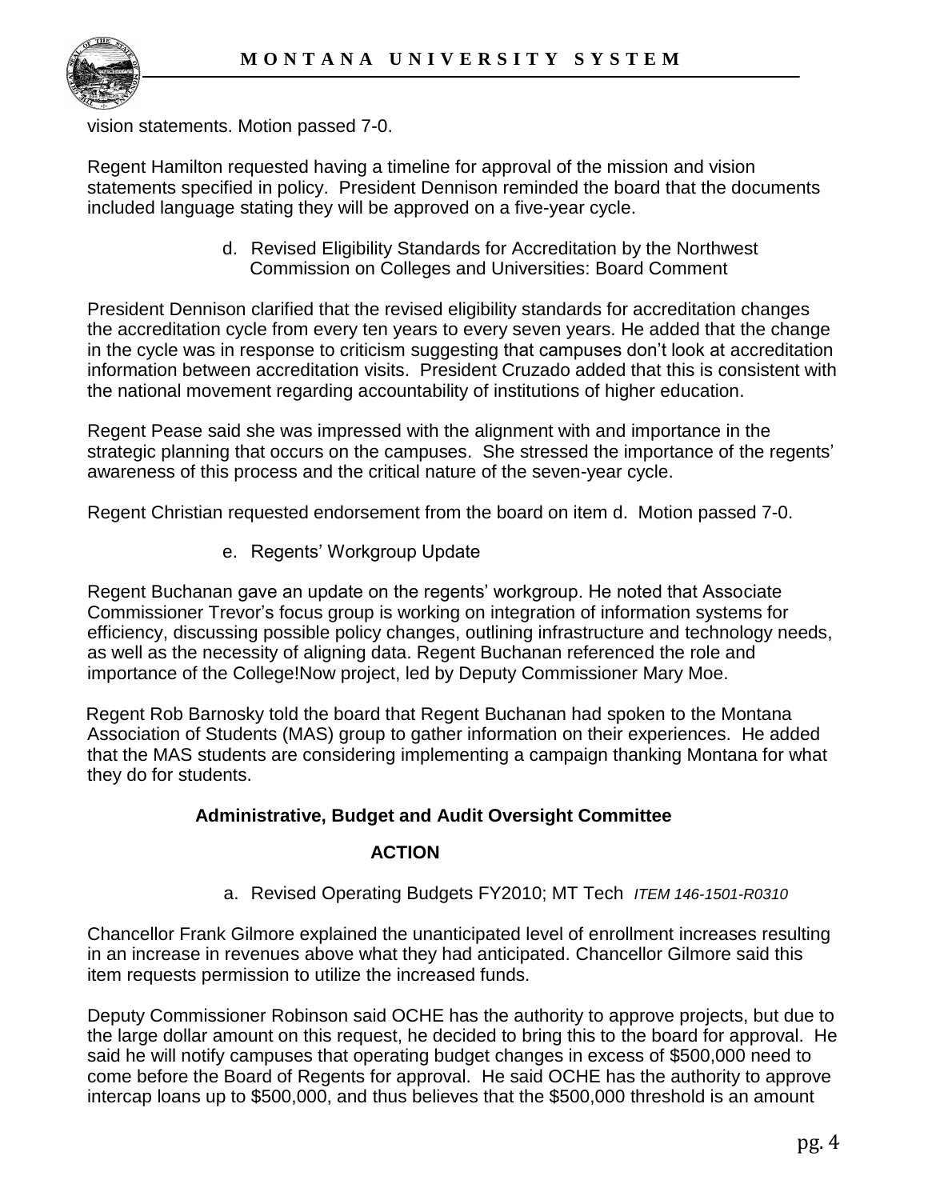vision statements. Motion passed 7-0.

Regent Hamilton requested having a timeline for approval of the mission and vision statements specified in policy. President Dennison reminded the board that the documents included language stating they will be approved on a five-year cycle.

d. Revised Eligibility Standards for Accreditation by the Northwest Commission on Colleges and Universities: Board Comment

President Dennison clarified that the revised eligibility standards for accreditation changes the accreditation cycle from every ten years to every seven years. He added that the change in the cycle was in response to criticism suggesting that campuses don't look at accreditation information between accreditation visits. President Cruzado added that this is consistent with the national movement regarding accountability of institutions of higher education.

Regent Pease said she was impressed with the alignment with and importance in the strategic planning that occurs on the campuses. She stressed the importance of the regents' awareness of this process and the critical nature of the seven-year cycle.

Regent Christian requested endorsement from the board on item d. Motion passed 7-0.

e. Regents' Workgroup Update

Regent Buchanan gave an update on the regents' workgroup. He noted that Associate Commissioner Trevor's focus group is working on integration of information systems for efficiency, discussing possible policy changes, outlining infrastructure and technology needs, as well as the necessity of aligning data. Regent Buchanan referenced the role and importance of the College!Now project, led by Deputy Commissioner Mary Moe.

Regent Rob Barnosky told the board that Regent Buchanan had spoken to the Montana Association of Students (MAS) group to gather information on their experiences. He added that the MAS students are considering implementing a campaign thanking Montana for what they do for students.

**Administrative, Budget and Audit Oversight Committee**

**ACTION**

a. Revised Operating Budgets FY2010; MT Tech *ITEM 146-1501-R0310*

Chancellor Frank Gilmore explained the unanticipated level of enrollment increases resulting in an increase in revenues above what they had anticipated. Chancellor Gilmore said this item requests permission to utilize the increased funds.

Deputy Commissioner Robinson said OCHE has the authority to approve projects, but due to the large dollar amount on this request, he decided to bring this to the board for approval. He said he will notify campuses that operating budget changes in excess of $500,000 need to come before the Board of Regents for approval. He said OCHE has the authority to approve intercap loans up to $500,000, and thus believes that the $500,000 threshold is an amount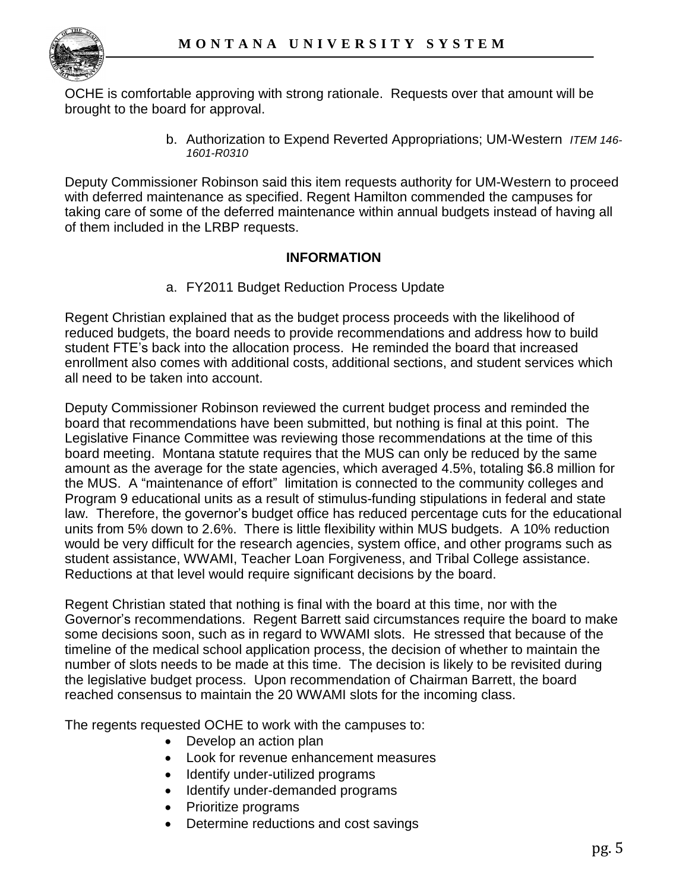OCHE is comfortable approving with strong rationale. Requests over that amount will be brought to the board for approval.

b. Authorization to Expend Reverted Appropriations; UM-Western *ITEM 146-1601-R0310*

Deputy Commissioner Robinson said this item requests authority for UM-Western to proceed with deferred maintenance as specified. Regent Hamilton commended the campuses for taking care of some of the deferred maintenance within annual budgets instead of having all of them included in the LRBP requests.

**INFORMATION**

a. FY2011 Budget Reduction Process Update

Regent Christian explained that as the budget process proceeds with the likelihood of reduced budgets, the board needs to provide recommendations and address how to build student FTE's back into the allocation process. He reminded the board that increased enrollment also comes with additional costs, additional sections, and student services which all need to be taken into account.

Deputy Commissioner Robinson reviewed the current budget process and reminded the board that recommendations have been submitted, but nothing is final at this point. The Legislative Finance Committee was reviewing those recommendations at the time of this board meeting. Montana statute requires that the MUS can only be reduced by the same amount as the average for the state agencies, which averaged 4.5%, totaling $6.8 million for the MUS. A "maintenance of effort" limitation is connected to the community colleges and Program 9 educational units as a result of stimulus-funding stipulations in federal and state law. Therefore, the governor's budget office has reduced percentage cuts for the educational units from 5% down to 2.6%. There is little flexibility within MUS budgets. A 10% reduction would be very difficult for the research agencies, system office, and other programs such as student assistance, WWAMI, Teacher Loan Forgiveness, and Tribal College assistance. Reductions at that level would require significant decisions by the board.

Regent Christian stated that nothing is final with the board at this time, nor with the Governor's recommendations. Regent Barrett said circumstances require the board to make some decisions soon, such as in regard to WWAMI slots. He stressed that because of the timeline of the medical school application process, the decision of whether to maintain the number of slots needs to be made at this time. The decision is likely to be revisited during the legislative budget process. Upon recommendation of Chairman Barrett, the board reached consensus to maintain the 20 WWAMI slots for the incoming class.

The regents requested OCHE to work with the campuses to:

- Develop an action plan
- Look for revenue enhancement measures
- Identify under-utilized programs
- Identify under-demanded programs
- Prioritize programs
- Determine reductions and cost savings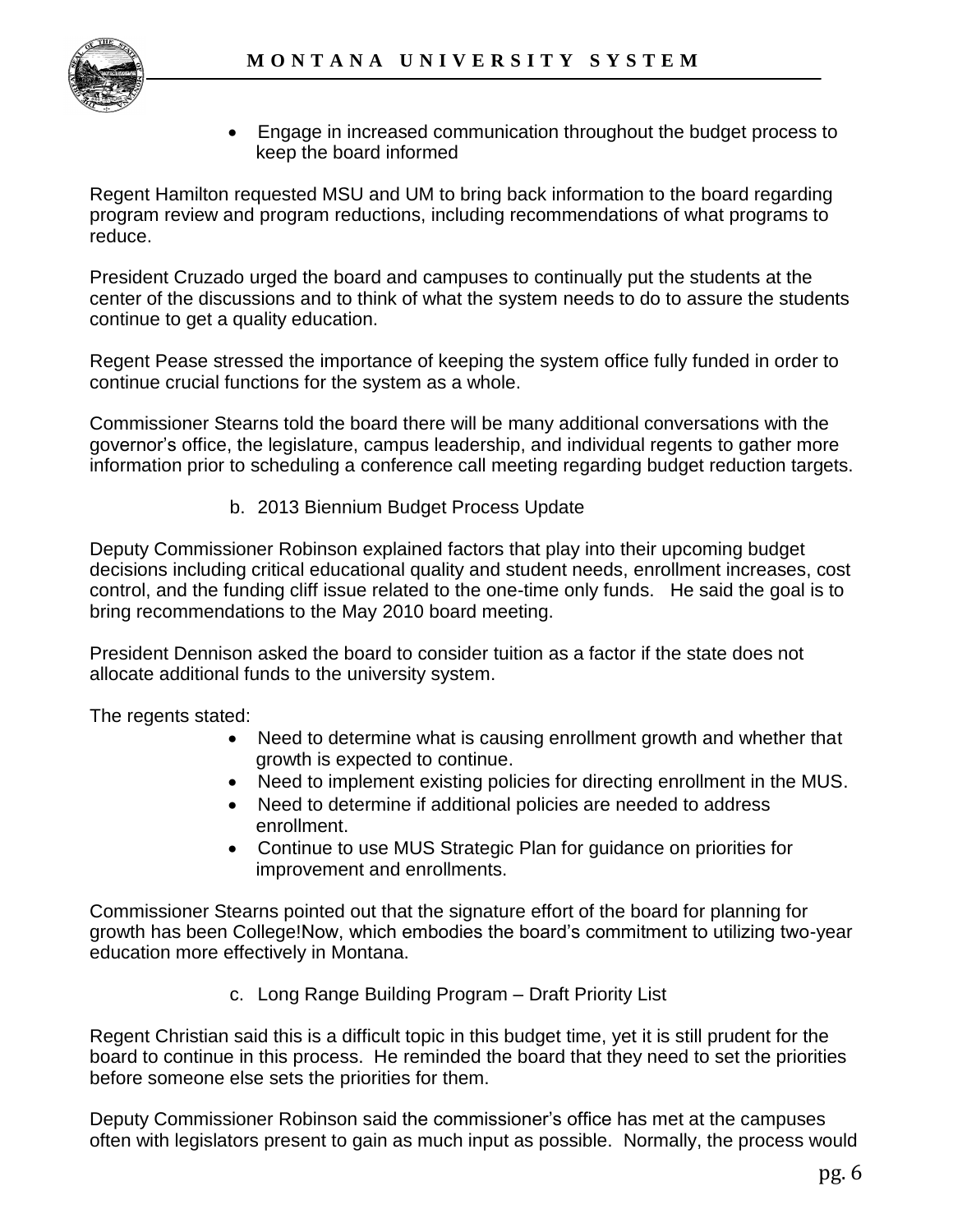- Engage in increased communication throughout the budget process to keep the board informed

Regent Hamilton requested MSU and UM to bring back information to the board regarding program review and program reductions, including recommendations of what programs to reduce.

President Cruzado urged the board and campuses to continually put the students at the center of the discussions and to think of what the system needs to do to assure the students continue to get a quality education.

Regent Pease stressed the importance of keeping the system office fully funded in order to continue crucial functions for the system as a whole.

Commissioner Stearns told the board there will be many additional conversations with the governor's office, the legislature, campus leadership, and individual regents to gather more information prior to scheduling a conference call meeting regarding budget reduction targets.

b. 2013 Biennium Budget Process Update

Deputy Commissioner Robinson explained factors that play into their upcoming budget decisions including critical educational quality and student needs, enrollment increases, cost control, and the funding cliff issue related to the one-time only funds. He said the goal is to bring recommendations to the May 2010 board meeting.

President Dennison asked the board to consider tuition as a factor if the state does not allocate additional funds to the university system.

The regents stated:

- Need to determine what is causing enrollment growth and whether that growth is expected to continue.
- Need to implement existing policies for directing enrollment in the MUS.
- Need to determine if additional policies are needed to address enrollment.
- Continue to use MUS Strategic Plan for guidance on priorities for improvement and enrollments.

Commissioner Stearns pointed out that the signature effort of the board for planning for growth has been College!Now, which embodies the board's commitment to utilizing two-year education more effectively in Montana.

c. Long Range Building Program – Draft Priority List

Regent Christian said this is a difficult topic in this budget time, yet it is still prudent for the board to continue in this process. He reminded the board that they need to set the priorities before someone else sets the priorities for them.

Deputy Commissioner Robinson said the commissioner's office has met at the campuses often with legislators present to gain as much input as possible. Normally, the process would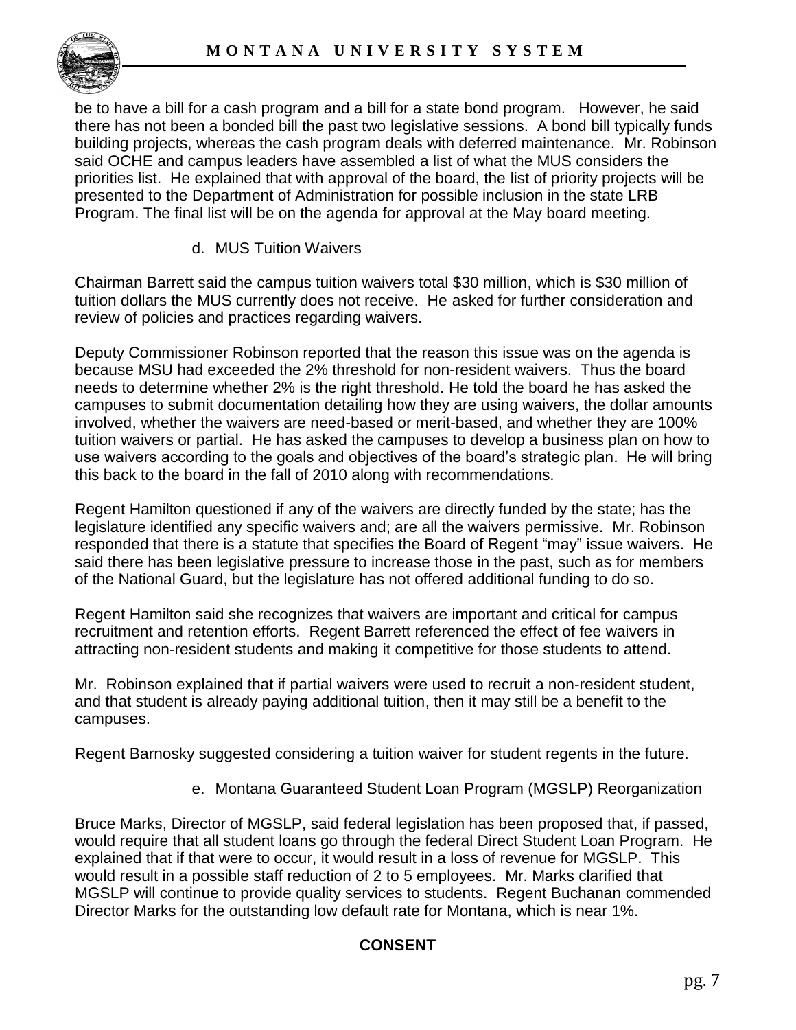be to have a bill for a cash program and a bill for a state bond program. However, he said there has not been a bonded bill the past two legislative sessions. A bond bill typically funds building projects, whereas the cash program deals with deferred maintenance. Mr. Robinson said OCHE and campus leaders have assembled a list of what the MUS considers the priorities list. He explained that with approval of the board, the list of priority projects will be presented to the Department of Administration for possible inclusion in the state LRB Program. The final list will be on the agenda for approval at the May board meeting.

d. MUS Tuition Waivers

Chairman Barrett said the campus tuition waivers total $30 million, which is $30 million of tuition dollars the MUS currently does not receive. He asked for further consideration and review of policies and practices regarding waivers.

Deputy Commissioner Robinson reported that the reason this issue was on the agenda is because MSU had exceeded the 2% threshold for non-resident waivers. Thus the board needs to determine whether 2% is the right threshold. He told the board he has asked the campuses to submit documentation detailing how they are using waivers, the dollar amounts involved, whether the waivers are need-based or merit-based, and whether they are 100% tuition waivers or partial. He has asked the campuses to develop a business plan on how to use waivers according to the goals and objectives of the board's strategic plan. He will bring this back to the board in the fall of 2010 along with recommendations.

Regent Hamilton questioned if any of the waivers are directly funded by the state; has the legislature identified any specific waivers and; are all the waivers permissive. Mr. Robinson responded that there is a statute that specifies the Board of Regent "may" issue waivers. He said there has been legislative pressure to increase those in the past, such as for members of the National Guard, but the legislature has not offered additional funding to do so.

Regent Hamilton said she recognizes that waivers are important and critical for campus recruitment and retention efforts. Regent Barrett referenced the effect of fee waivers in attracting non-resident students and making it competitive for those students to attend.

Mr. Robinson explained that if partial waivers were used to recruit a non-resident student, and that student is already paying additional tuition, then it may still be a benefit to the campuses.

Regent Barnosky suggested considering a tuition waiver for student regents in the future.

e. Montana Guaranteed Student Loan Program (MGSLP) Reorganization

Bruce Marks, Director of MGSLP, said federal legislation has been proposed that, if passed, would require that all student loans go through the federal Direct Student Loan Program. He explained that if that were to occur, it would result in a loss of revenue for MGSLP. This would result in a possible staff reduction of 2 to 5 employees. Mr. Marks clarified that MGSLP will continue to provide quality services to students. Regent Buchanan commended Director Marks for the outstanding low default rate for Montana, which is near 1%.

**CONSENT**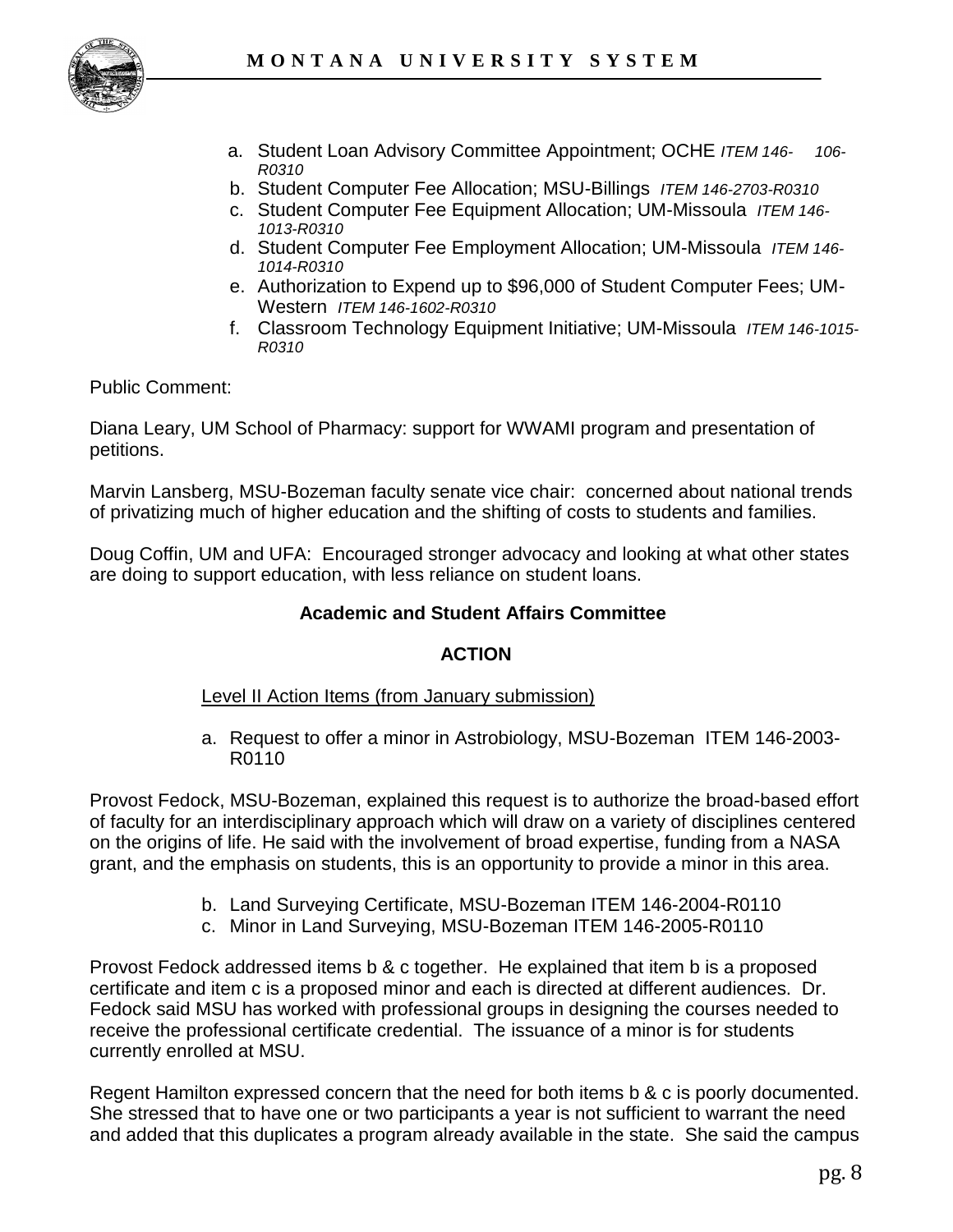a. Student Loan Advisory Committee Appointment; OCHE *ITEM 146-106-R0310*
b. Student Computer Fee Allocation; MSU-Billings *ITEM 146-2703-R0310*
c. Student Computer Fee Equipment Allocation; UM-Missoula *ITEM 146-1013-R0310*
d. Student Computer Fee Employment Allocation; UM-Missoula *ITEM 146-1014-R0310*
e. Authorization to Expend up to $96,000 of Student Computer Fees; UM-Western *ITEM 146-1602-R0310*
f. Classroom Technology Equipment Initiative; UM-Missoula *ITEM 146-1015-R0310*

Public Comment:

Diana Leary, UM School of Pharmacy: support for WWAMI program and presentation of petitions.

Marvin Lansberg, MSU-Bozeman faculty senate vice chair: concerned about national trends of privatizing much of higher education and the shifting of costs to students and families.

Doug Coffin, UM and UFA: Encouraged stronger advocacy and looking at what other states are doing to support education, with less reliance on student loans.

**Academic and Student Affairs Committee**

**ACTION**

Level II Action Items (from January submission)

a. Request to offer a minor in Astrobiology, MSU-Bozeman ITEM 146-2003-R0110

Provost Fedock, MSU-Bozeman, explained this request is to authorize the broad-based effort of faculty for an interdisciplinary approach which will draw on a variety of disciplines centered on the origins of life. He said with the involvement of broad expertise, funding from a NASA grant, and the emphasis on students, this is an opportunity to provide a minor in this area.

b. Land Surveying Certificate, MSU-Bozeman ITEM 146-2004-R0110
c. Minor in Land Surveying, MSU-Bozeman ITEM 146-2005-R0110

Provost Fedock addressed items b & c together. He explained that item b is a proposed certificate and item c is a proposed minor and each is directed at different audiences. Dr. Fedock said MSU has worked with professional groups in designing the courses needed to receive the professional certificate credential. The issuance of a minor is for students currently enrolled at MSU.

Regent Hamilton expressed concern that the need for both items b & c is poorly documented. She stressed that to have one or two participants a year is not sufficient to warrant the need and added that this duplicates a program already available in the state. She said the campus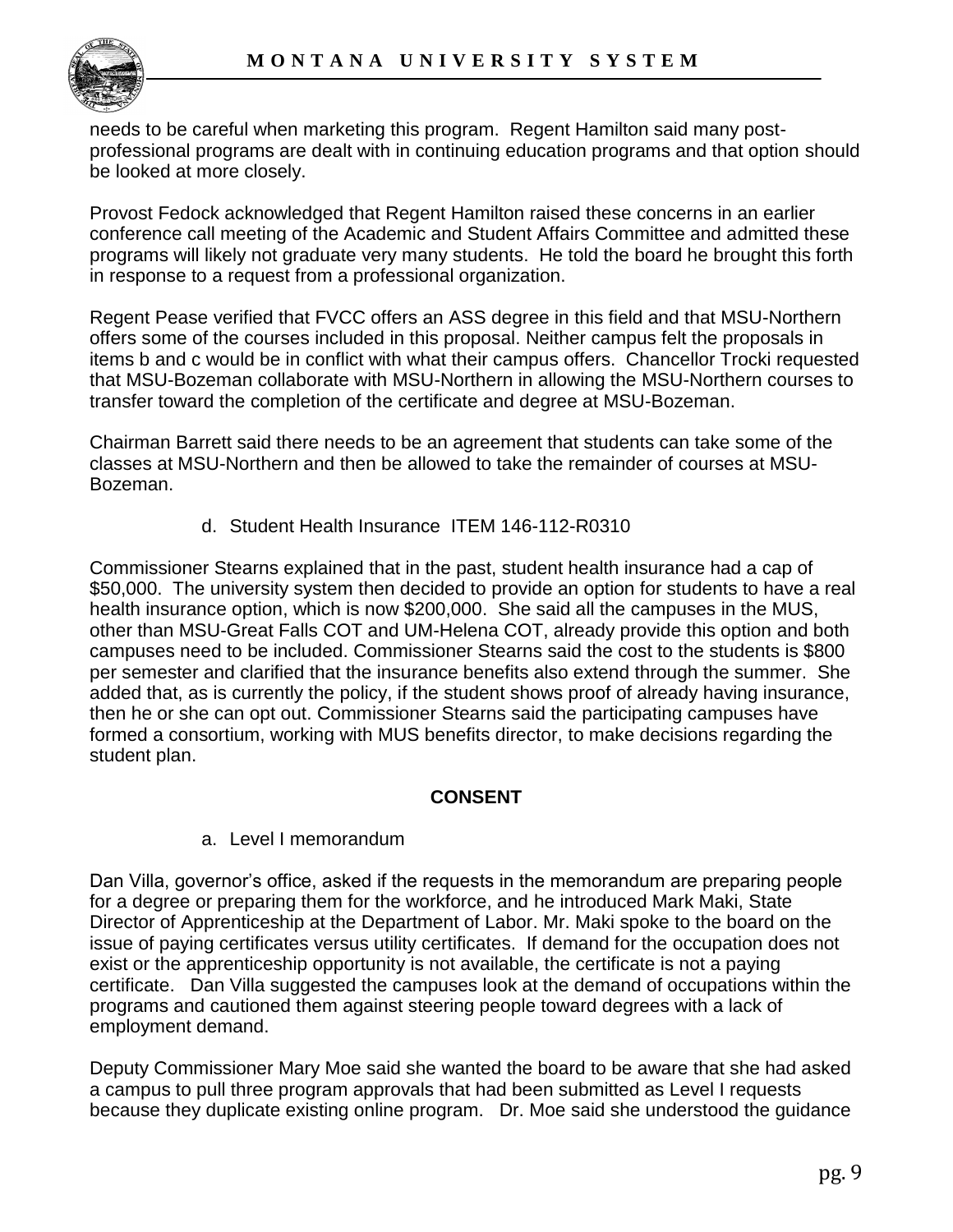needs to be careful when marketing this program. Regent Hamilton said many post-professional programs are dealt with in continuing education programs and that option should be looked at more closely.

Provost Fedock acknowledged that Regent Hamilton raised these concerns in an earlier conference call meeting of the Academic and Student Affairs Committee and admitted these programs will likely not graduate very many students. He told the board he brought this forth in response to a request from a professional organization.

Regent Pease verified that FVCC offers an ASS degree in this field and that MSU-Northern offers some of the courses included in this proposal. Neither campus felt the proposals in items b and c would be in conflict with what their campus offers. Chancellor Trocki requested that MSU-Bozeman collaborate with MSU-Northern in allowing the MSU-Northern courses to transfer toward the completion of the certificate and degree at MSU-Bozeman.

Chairman Barrett said there needs to be an agreement that students can take some of the classes at MSU-Northern and then be allowed to take the remainder of courses at MSU-Bozeman.

d. Student Health Insurance ITEM 146-112-R0310

Commissioner Stearns explained that in the past, student health insurance had a cap of $50,000. The university system then decided to provide an option for students to have a real health insurance option, which is now $200,000. She said all the campuses in the MUS, other than MSU-Great Falls COT and UM-Helena COT, already provide this option and both campuses need to be included. Commissioner Stearns said the cost to the students is $800 per semester and clarified that the insurance benefits also extend through the summer. She added that, as is currently the policy, if the student shows proof of already having insurance, then he or she can opt out. Commissioner Stearns said the participating campuses have formed a consortium, working with MUS benefits director, to make decisions regarding the student plan.

**CONSENT**

a. Level I memorandum

Dan Villa, governor's office, asked if the requests in the memorandum are preparing people for a degree or preparing them for the workforce, and he introduced Mark Maki, State Director of Apprenticeship at the Department of Labor. Mr. Maki spoke to the board on the issue of paying certificates versus utility certificates. If demand for the occupation does not exist or the apprenticeship opportunity is not available, the certificate is not a paying certificate. Dan Villa suggested the campuses look at the demand of occupations within the programs and cautioned them against steering people toward degrees with a lack of employment demand.

Deputy Commissioner Mary Moe said she wanted the board to be aware that she had asked a campus to pull three program approvals that had been submitted as Level I requests because they duplicate existing online program. Dr. Moe said she understood the guidance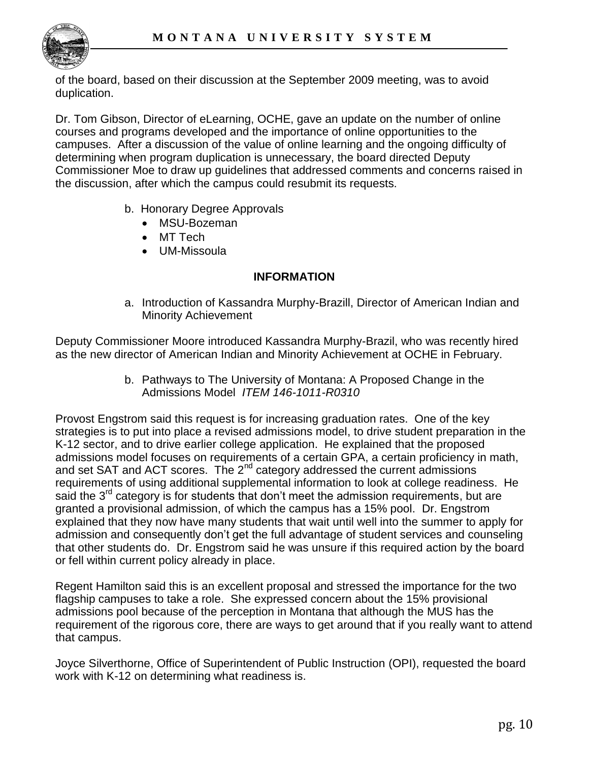of the board, based on their discussion at the September 2009 meeting, was to avoid duplication.

Dr. Tom Gibson, Director of eLearning, OCHE, gave an update on the number of online courses and programs developed and the importance of online opportunities to the campuses. After a discussion of the value of online learning and the ongoing difficulty of determining when program duplication is unnecessary, the board directed Deputy Commissioner Moe to draw up guidelines that addressed comments and concerns raised in the discussion, after which the campus could resubmit its requests.

b. Honorary Degree Approvals
   - MSU-Bozeman
   - MT Tech
   - UM-Missoula

**INFORMATION**

a. Introduction of Kassandra Murphy-Brazill, Director of American Indian and Minority Achievement

Deputy Commissioner Moore introduced Kassandra Murphy-Brazil, who was recently hired as the new director of American Indian and Minority Achievement at OCHE in February.

b. Pathways to The University of Montana: A Proposed Change in the Admissions Model *ITEM 146-1011-R0310*

Provost Engstrom said this request is for increasing graduation rates. One of the key strategies is to put into place a revised admissions model, to drive student preparation in the K-12 sector, and to drive earlier college application. He explained that the proposed admissions model focuses on requirements of a certain GPA, a certain proficiency in math, and set SAT and ACT scores. The 2nd category addressed the current admissions requirements of using additional supplemental information to look at college readiness. He said the 3rd category is for students that don't meet the admission requirements, but are granted a provisional admission, of which the campus has a 15% pool. Dr. Engstrom explained that they now have many students that wait until well into the summer to apply for admission and consequently don't get the full advantage of student services and counseling that other students do. Dr. Engstrom said he was unsure if this required action by the board or fell within current policy already in place.

Regent Hamilton said this is an excellent proposal and stressed the importance for the two flagship campuses to take a role. She expressed concern about the 15% provisional admissions pool because of the perception in Montana that although the MUS has the requirement of the rigorous core, there are ways to get around that if you really want to attend that campus.

Joyce Silverthorne, Office of Superintendent of Public Instruction (OPI), requested the board work with K-12 on determining what readiness is.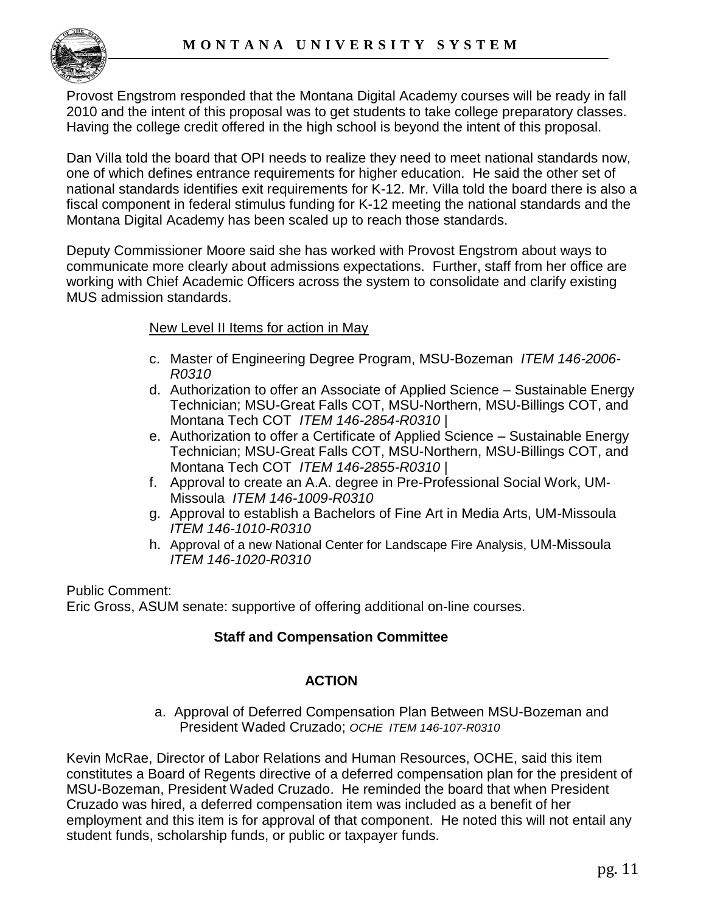Provost Engstrom responded that the Montana Digital Academy courses will be ready in fall 2010 and the intent of this proposal was to get students to take college preparatory classes. Having the college credit offered in the high school is beyond the intent of this proposal.

Dan Villa told the board that OPI needs to realize they need to meet national standards now, one of which defines entrance requirements for higher education. He said the other set of national standards identifies exit requirements for K-12. Mr. Villa told the board there is also a fiscal component in federal stimulus funding for K-12 meeting the national standards and the Montana Digital Academy has been scaled up to reach those standards.

Deputy Commissioner Moore said she has worked with Provost Engstrom about ways to communicate more clearly about admissions expectations. Further, staff from her office are working with Chief Academic Officers across the system to consolidate and clarify existing MUS admission standards.

New Level II Items for action in May

c. Master of Engineering Degree Program, MSU-Bozeman *ITEM 146-2006-R0310*
d. Authorization to offer an Associate of Applied Science – Sustainable Energy Technician; MSU-Great Falls COT, MSU-Northern, MSU-Billings COT, and Montana Tech COT *ITEM 146-2854-R0310* |
e. Authorization to offer a Certificate of Applied Science – Sustainable Energy Technician; MSU-Great Falls COT, MSU-Northern, MSU-Billings COT, and Montana Tech COT *ITEM 146-2855-R0310* |
f. Approval to create an A.A. degree in Pre-Professional Social Work, UM-Missoula *ITEM 146-1009-R0310*
g. Approval to establish a Bachelors of Fine Art in Media Arts, UM-Missoula *ITEM 146-1010-R0310*
h. Approval of a new National Center for Landscape Fire Analysis, UM-Missoula *ITEM 146-1020-R0310*

Public Comment:
Eric Gross, ASUM senate: supportive of offering additional on-line courses.

**Staff and Compensation Committee**

**ACTION**

a. Approval of Deferred Compensation Plan Between MSU-Bozeman and President Waded Cruzado; *OCHE ITEM 146-107-R0310*

Kevin McRae, Director of Labor Relations and Human Resources, OCHE, said this item constitutes a Board of Regents directive of a deferred compensation plan for the president of MSU-Bozeman, President Waded Cruzado. He reminded the board that when President Cruzado was hired, a deferred compensation item was included as a benefit of her employment and this item is for approval of that component. He noted this will not entail any student funds, scholarship funds, or public or taxpayer funds.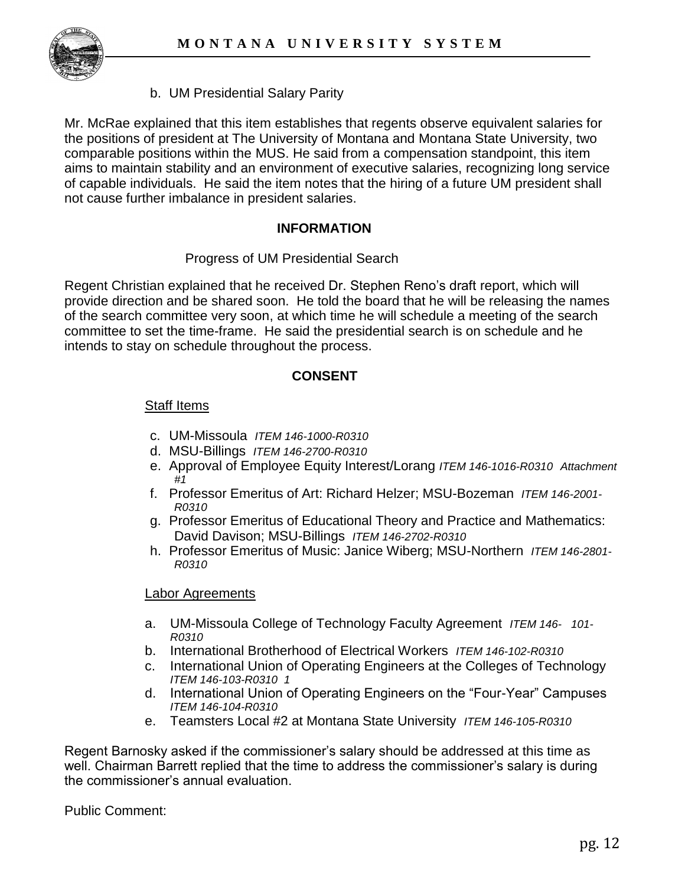b. UM Presidential Salary Parity

Mr. McRae explained that this item establishes that regents observe equivalent salaries for the positions of president at The University of Montana and Montana State University, two comparable positions within the MUS. He said from a compensation standpoint, this item aims to maintain stability and an environment of executive salaries, recognizing long service of capable individuals. He said the item notes that the hiring of a future UM president shall not cause further imbalance in president salaries.

**INFORMATION**

Progress of UM Presidential Search

Regent Christian explained that he received Dr. Stephen Reno's draft report, which will provide direction and be shared soon. He told the board that he will be releasing the names of the search committee very soon, at which time he will schedule a meeting of the search committee to set the time-frame. He said the presidential search is on schedule and he intends to stay on schedule throughout the process.

**CONSENT**

Staff Items

c. UM-Missoula *ITEM 146-1000-R0310*
d. MSU-Billings *ITEM 146-2700-R0310*
e. Approval of Employee Equity Interest/Lorang *ITEM 146-1016-R0310 Attachment #1*
f. Professor Emeritus of Art: Richard Helzer; MSU-Bozeman *ITEM 146-2001-R0310*
g. Professor Emeritus of Educational Theory and Practice and Mathematics: David Davison; MSU-Billings *ITEM 146-2702-R0310*
h. Professor Emeritus of Music: Janice Wiberg; MSU-Northern *ITEM 146-2801-R0310*

Labor Agreements

a. UM-Missoula College of Technology Faculty Agreement *ITEM 146- 101-R0310*
b. International Brotherhood of Electrical Workers *ITEM 146-102-R0310*
c. International Union of Operating Engineers at the Colleges of Technology *ITEM 146-103-R0310 1*
d. International Union of Operating Engineers on the "Four-Year" Campuses *ITEM 146-104-R0310*
e. Teamsters Local #2 at Montana State University *ITEM 146-105-R0310*

Regent Barnosky asked if the commissioner's salary should be addressed at this time as well. Chairman Barrett replied that the time to address the commissioner's salary is during the commissioner's annual evaluation.

Public Comment: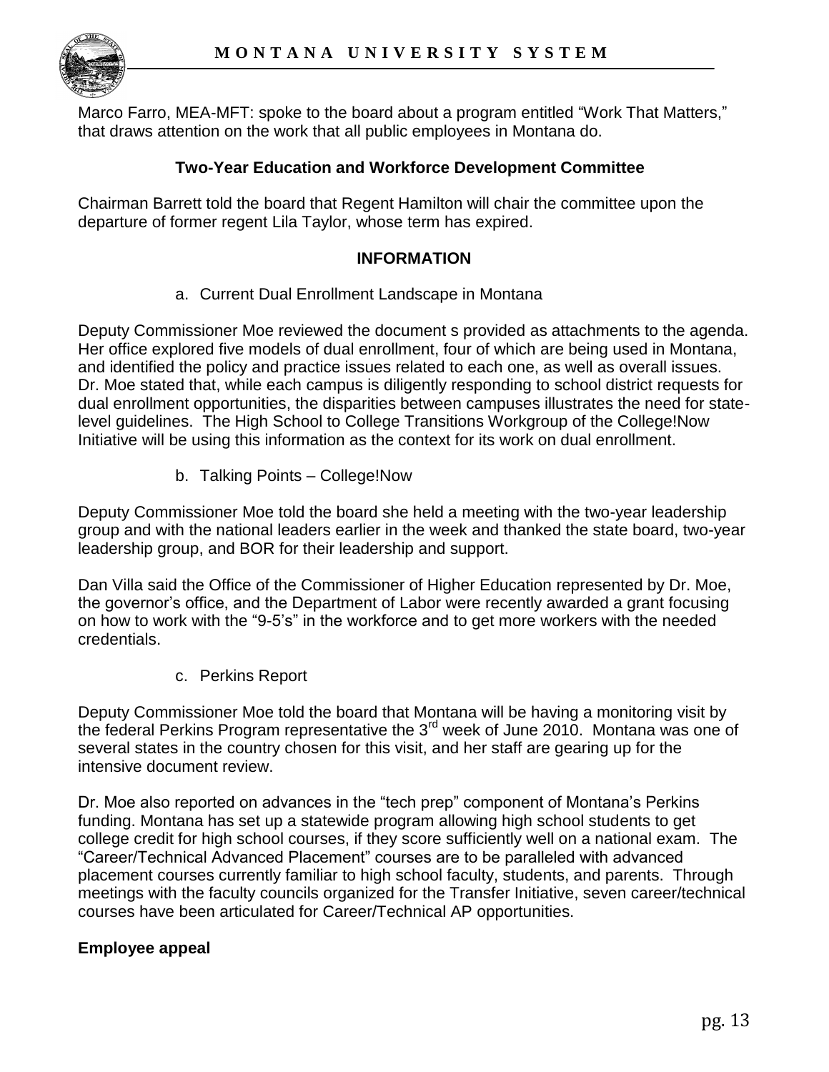Marco Farro, MEA-MFT: spoke to the board about a program entitled "Work That Matters," that draws attention on the work that all public employees in Montana do.

## Two-Year Education and Workforce Development Committee

Chairman Barrett told the board that Regent Hamilton will chair the committee upon the departure of former regent Lila Taylor, whose term has expired.

### INFORMATION

a. Current Dual Enrollment Landscape in Montana

Deputy Commissioner Moe reviewed the document s provided as attachments to the agenda. Her office explored five models of dual enrollment, four of which are being used in Montana, and identified the policy and practice issues related to each one, as well as overall issues. Dr. Moe stated that, while each campus is diligently responding to school district requests for dual enrollment opportunities, the disparities between campuses illustrates the need for state-level guidelines. The High School to College Transitions Workgroup of the College!Now Initiative will be using this information as the context for its work on dual enrollment.

b. Talking Points – College!Now

Deputy Commissioner Moe told the board she held a meeting with the two-year leadership group and with the national leaders earlier in the week and thanked the state board, two-year leadership group, and BOR for their leadership and support.

Dan Villa said the Office of the Commissioner of Higher Education represented by Dr. Moe, the governor's office, and the Department of Labor were recently awarded a grant focusing on how to work with the "9-5's" in the workforce and to get more workers with the needed credentials.

c. Perkins Report

Deputy Commissioner Moe told the board that Montana will be having a monitoring visit by the federal Perkins Program representative the 3rd week of June 2010. Montana was one of several states in the country chosen for this visit, and her staff are gearing up for the intensive document review.

Dr. Moe also reported on advances in the "tech prep" component of Montana's Perkins funding. Montana has set up a statewide program allowing high school students to get college credit for high school courses, if they score sufficiently well on a national exam. The "Career/Technical Advanced Placement" courses are to be paralleled with advanced placement courses currently familiar to high school faculty, students, and parents. Through meetings with the faculty councils organized for the Transfer Initiative, seven career/technical courses have been articulated for Career/Technical AP opportunities.

**Employee appeal**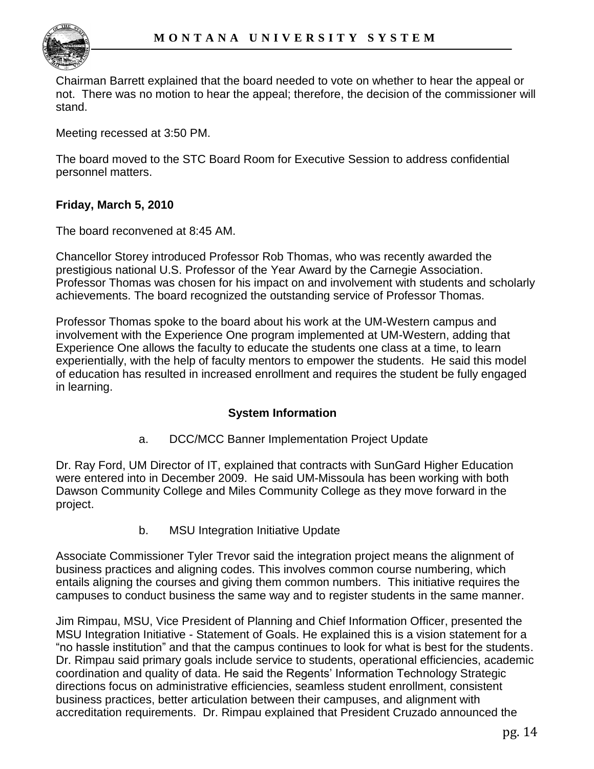Chairman Barrett explained that the board needed to vote on whether to hear the appeal or not. There was no motion to hear the appeal; therefore, the decision of the commissioner will stand.

Meeting recessed at 3:50 PM.

The board moved to the STC Board Room for Executive Session to address confidential personnel matters.

**Friday, March 5, 2010**

The board reconvened at 8:45 AM.

Chancellor Storey introduced Professor Rob Thomas, who was recently awarded the prestigious national U.S. Professor of the Year Award by the Carnegie Association. Professor Thomas was chosen for his impact on and involvement with students and scholarly achievements. The board recognized the outstanding service of Professor Thomas.

Professor Thomas spoke to the board about his work at the UM-Western campus and involvement with the Experience One program implemented at UM-Western, adding that Experience One allows the faculty to educate the students one class at a time, to learn experientially, with the help of faculty mentors to empower the students. He said this model of education has resulted in increased enrollment and requires the student be fully engaged in learning.

**System Information**

a. DCC/MCC Banner Implementation Project Update

Dr. Ray Ford, UM Director of IT, explained that contracts with SunGard Higher Education were entered into in December 2009. He said UM-Missoula has been working with both Dawson Community College and Miles Community College as they move forward in the project.

b. MSU Integration Initiative Update

Associate Commissioner Tyler Trevor said the integration project means the alignment of business practices and aligning codes. This involves common course numbering, which entails aligning the courses and giving them common numbers. This initiative requires the campuses to conduct business the same way and to register students in the same manner.

Jim Rimpau, MSU, Vice President of Planning and Chief Information Officer, presented the MSU Integration Initiative - Statement of Goals. He explained this is a vision statement for a "no hassle institution" and that the campus continues to look for what is best for the students. Dr. Rimpau said primary goals include service to students, operational efficiencies, academic coordination and quality of data. He said the Regents' Information Technology Strategic directions focus on administrative efficiencies, seamless student enrollment, consistent business practices, better articulation between their campuses, and alignment with accreditation requirements. Dr. Rimpau explained that President Cruzado announced the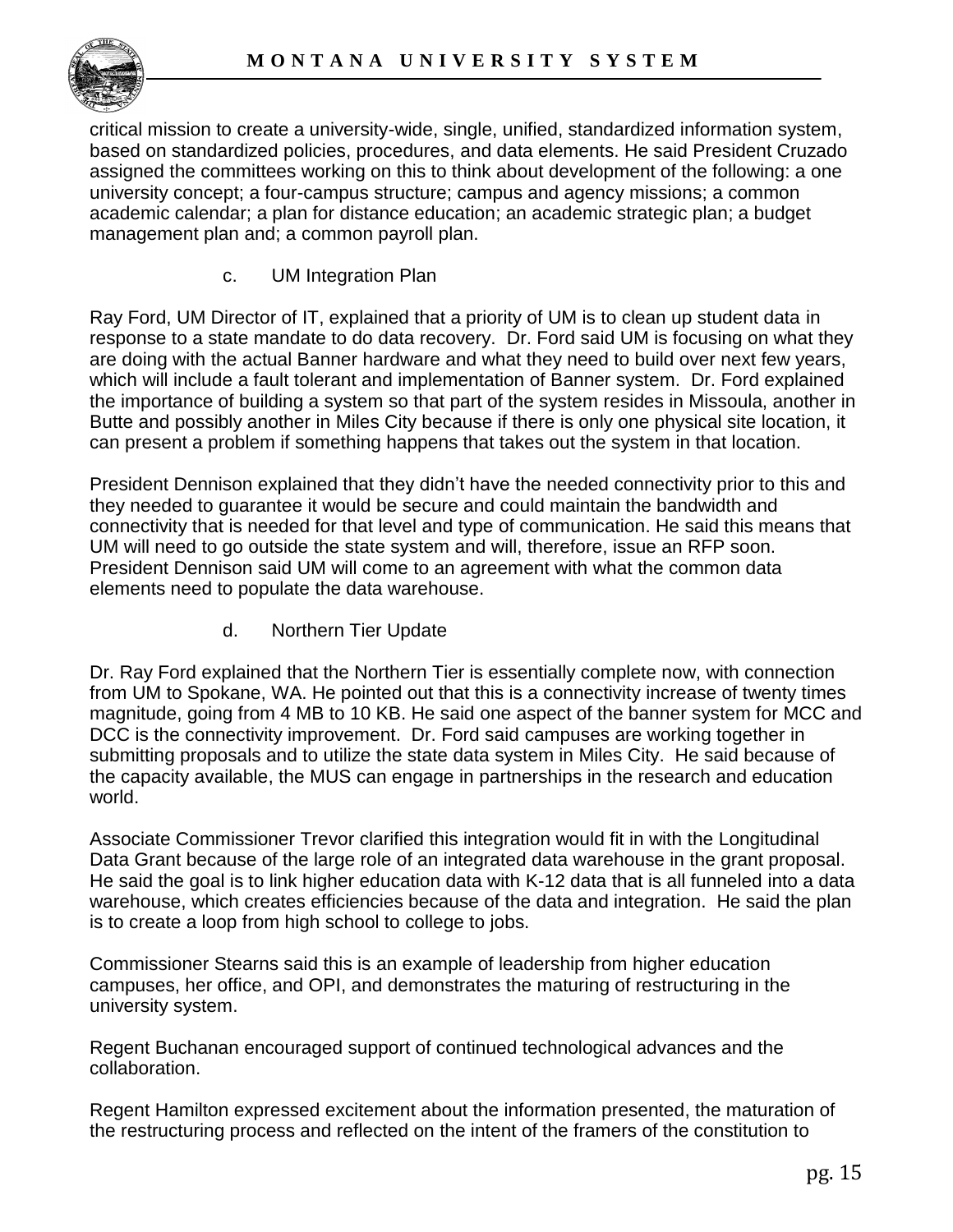critical mission to create a university-wide, single, unified, standardized information system, based on standardized policies, procedures, and data elements. He said President Cruzado assigned the committees working on this to think about development of the following: a one university concept; a four-campus structure; campus and agency missions; a common academic calendar; a plan for distance education; an academic strategic plan; a budget management plan and; a common payroll plan.

c. UM Integration Plan

Ray Ford, UM Director of IT, explained that a priority of UM is to clean up student data in response to a state mandate to do data recovery. Dr. Ford said UM is focusing on what they are doing with the actual Banner hardware and what they need to build over next few years, which will include a fault tolerant and implementation of Banner system. Dr. Ford explained the importance of building a system so that part of the system resides in Missoula, another in Butte and possibly another in Miles City because if there is only one physical site location, it can present a problem if something happens that takes out the system in that location.

President Dennison explained that they didn't have the needed connectivity prior to this and they needed to guarantee it would be secure and could maintain the bandwidth and connectivity that is needed for that level and type of communication. He said this means that UM will need to go outside the state system and will, therefore, issue an RFP soon. President Dennison said UM will come to an agreement with what the common data elements need to populate the data warehouse.

d. Northern Tier Update

Dr. Ray Ford explained that the Northern Tier is essentially complete now, with connection from UM to Spokane, WA. He pointed out that this is a connectivity increase of twenty times magnitude, going from 4 MB to 10 KB. He said one aspect of the banner system for MCC and DCC is the connectivity improvement. Dr. Ford said campuses are working together in submitting proposals and to utilize the state data system in Miles City. He said because of the capacity available, the MUS can engage in partnerships in the research and education world.

Associate Commissioner Trevor clarified this integration would fit in with the Longitudinal Data Grant because of the large role of an integrated data warehouse in the grant proposal. He said the goal is to link higher education data with K-12 data that is all funneled into a data warehouse, which creates efficiencies because of the data and integration. He said the plan is to create a loop from high school to college to jobs.

Commissioner Stearns said this is an example of leadership from higher education campuses, her office, and OPI, and demonstrates the maturing of restructuring in the university system.

Regent Buchanan encouraged support of continued technological advances and the collaboration.

Regent Hamilton expressed excitement about the information presented, the maturation of the restructuring process and reflected on the intent of the framers of the constitution to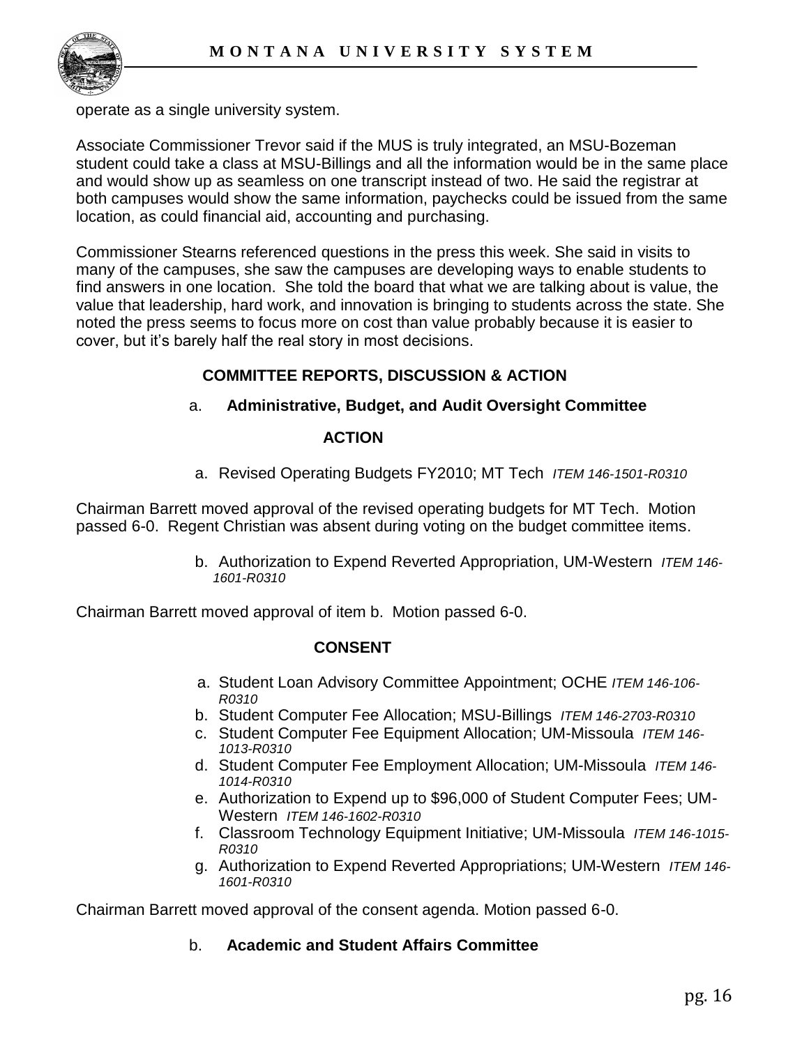operate as a single university system.

Associate Commissioner Trevor said if the MUS is truly integrated, an MSU-Bozeman student could take a class at MSU-Billings and all the information would be in the same place and would show up as seamless on one transcript instead of two. He said the registrar at both campuses would show the same information, paychecks could be issued from the same location, as could financial aid, accounting and purchasing.

Commissioner Stearns referenced questions in the press this week. She said in visits to many of the campuses, she saw the campuses are developing ways to enable students to find answers in one location. She told the board that what we are talking about is value, the value that leadership, hard work, and innovation is bringing to students across the state. She noted the press seems to focus more on cost than value probably because it is easier to cover, but it's barely half the real story in most decisions.

## COMMITTEE REPORTS, DISCUSSION & ACTION

### a. Administrative, Budget, and Audit Oversight Committee

#### ACTION

a. Revised Operating Budgets FY2010; MT Tech *ITEM 146-1501-R0310*

Chairman Barrett moved approval of the revised operating budgets for MT Tech. Motion passed 6-0. Regent Christian was absent during voting on the budget committee items.

b. Authorization to Expend Reverted Appropriation, UM-Western *ITEM 146-1601-R0310*

Chairman Barrett moved approval of item b. Motion passed 6-0.

#### CONSENT

a. Student Loan Advisory Committee Appointment; OCHE *ITEM 146-106-R0310*
b. Student Computer Fee Allocation; MSU-Billings *ITEM 146-2703-R0310*
c. Student Computer Fee Equipment Allocation; UM-Missoula *ITEM 146-1013-R0310*
d. Student Computer Fee Employment Allocation; UM-Missoula *ITEM 146-1014-R0310*
e. Authorization to Expend up to $96,000 of Student Computer Fees; UM-Western *ITEM 146-1602-R0310*
f. Classroom Technology Equipment Initiative; UM-Missoula *ITEM 146-1015-R0310*
g. Authorization to Expend Reverted Appropriations; UM-Western *ITEM 146-1601-R0310*

Chairman Barrett moved approval of the consent agenda. Motion passed 6-0.

### b. Academic and Student Affairs Committee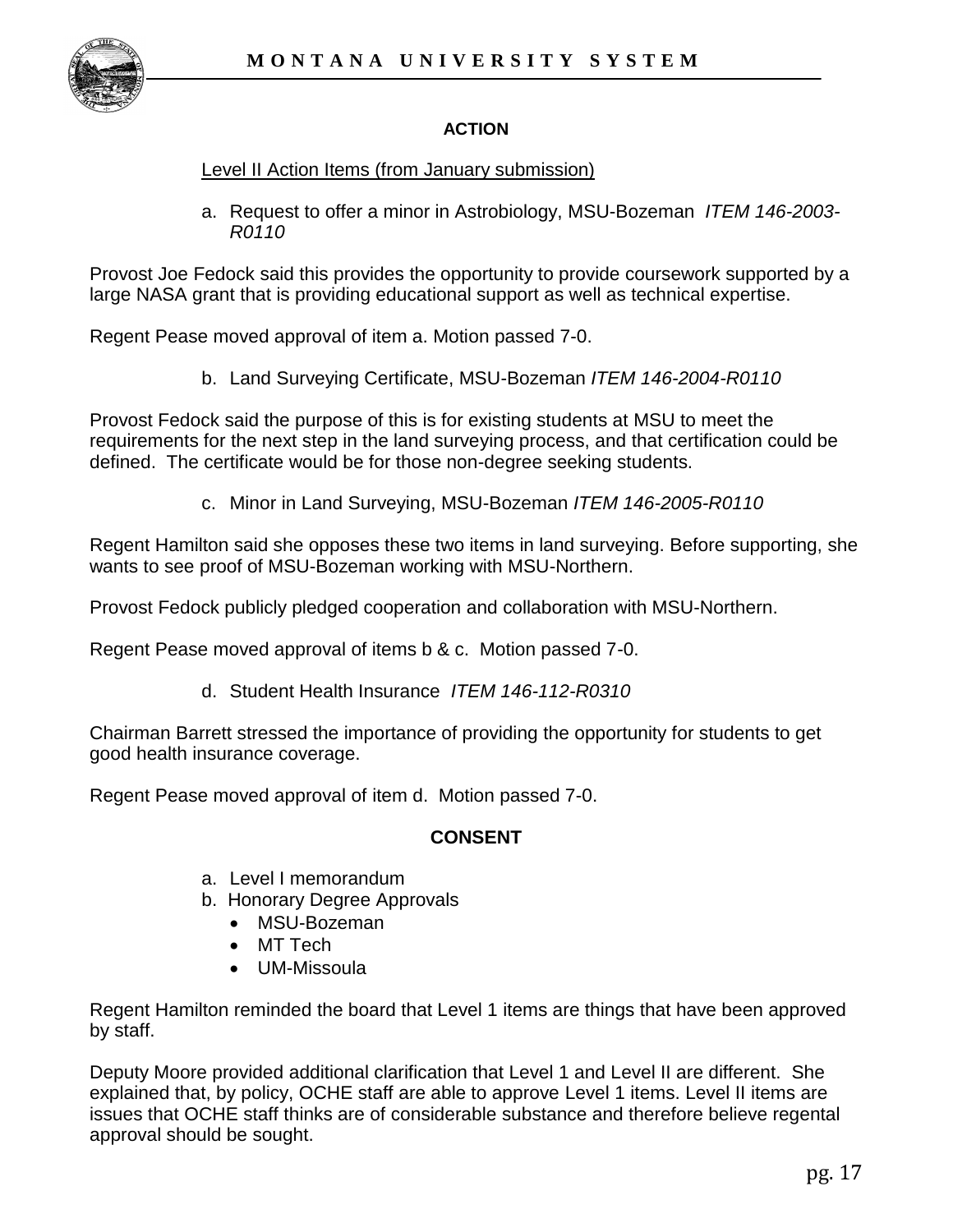**ACTION**

Level II Action Items (from January submission)

a. Request to offer a minor in Astrobiology, MSU-Bozeman *ITEM 146-2003-R0110*

Provost Joe Fedock said this provides the opportunity to provide coursework supported by a large NASA grant that is providing educational support as well as technical expertise.

Regent Pease moved approval of item a. Motion passed 7-0.

b. Land Surveying Certificate, MSU-Bozeman *ITEM 146-2004-R0110*

Provost Fedock said the purpose of this is for existing students at MSU to meet the requirements for the next step in the land surveying process, and that certification could be defined. The certificate would be for those non-degree seeking students.

c. Minor in Land Surveying, MSU-Bozeman *ITEM 146-2005-R0110*

Regent Hamilton said she opposes these two items in land surveying. Before supporting, she wants to see proof of MSU-Bozeman working with MSU-Northern.

Provost Fedock publicly pledged cooperation and collaboration with MSU-Northern.

Regent Pease moved approval of items b & c. Motion passed 7-0.

d. Student Health Insurance *ITEM 146-112-R0310*

Chairman Barrett stressed the importance of providing the opportunity for students to get good health insurance coverage.

Regent Pease moved approval of item d. Motion passed 7-0.

**CONSENT**

a. Level I memorandum
b. Honorary Degree Approvals
   - MSU-Bozeman
   - MT Tech
   - UM-Missoula

Regent Hamilton reminded the board that Level 1 items are things that have been approved by staff.

Deputy Moore provided additional clarification that Level 1 and Level II are different. She explained that, by policy, OCHE staff are able to approve Level 1 items. Level II items are issues that OCHE staff thinks are of considerable substance and therefore believe regental approval should be sought.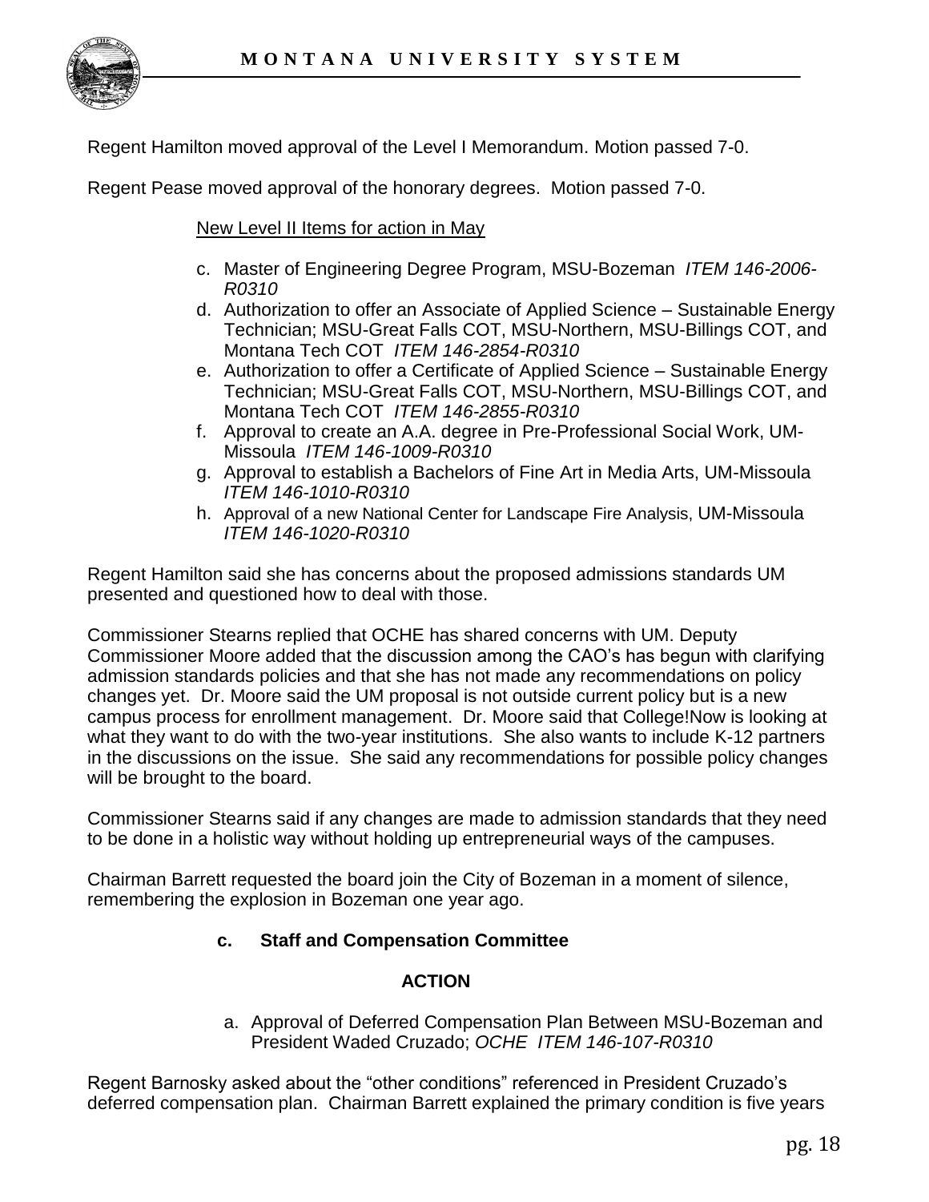Regent Hamilton moved approval of the Level I Memorandum. Motion passed 7-0.

Regent Pease moved approval of the honorary degrees. Motion passed 7-0.

New Level II Items for action in May

c. Master of Engineering Degree Program, MSU-Bozeman *ITEM 146-2006-R0310*
d. Authorization to offer an Associate of Applied Science – Sustainable Energy Technician; MSU-Great Falls COT, MSU-Northern, MSU-Billings COT, and Montana Tech COT *ITEM 146-2854-R0310*
e. Authorization to offer a Certificate of Applied Science – Sustainable Energy Technician; MSU-Great Falls COT, MSU-Northern, MSU-Billings COT, and Montana Tech COT *ITEM 146-2855-R0310*
f. Approval to create an A.A. degree in Pre-Professional Social Work, UM-Missoula *ITEM 146-1009-R0310*
g. Approval to establish a Bachelors of Fine Art in Media Arts, UM-Missoula *ITEM 146-1010-R0310*
h. Approval of a new National Center for Landscape Fire Analysis, UM-Missoula *ITEM 146-1020-R0310*

Regent Hamilton said she has concerns about the proposed admissions standards UM presented and questioned how to deal with those.

Commissioner Stearns replied that OCHE has shared concerns with UM. Deputy Commissioner Moore added that the discussion among the CAO's has begun with clarifying admission standards policies and that she has not made any recommendations on policy changes yet. Dr. Moore said the UM proposal is not outside current policy but is a new campus process for enrollment management. Dr. Moore said that College!Now is looking at what they want to do with the two-year institutions. She also wants to include K-12 partners in the discussions on the issue. She said any recommendations for possible policy changes will be brought to the board.

Commissioner Stearns said if any changes are made to admission standards that they need to be done in a holistic way without holding up entrepreneurial ways of the campuses.

Chairman Barrett requested the board join the City of Bozeman in a moment of silence, remembering the explosion in Bozeman one year ago.

**c. Staff and Compensation Committee**

**ACTION**

a. Approval of Deferred Compensation Plan Between MSU-Bozeman and President Waded Cruzado; *OCHE ITEM 146-107-R0310*

Regent Barnosky asked about the "other conditions" referenced in President Cruzado's deferred compensation plan. Chairman Barrett explained the primary condition is five years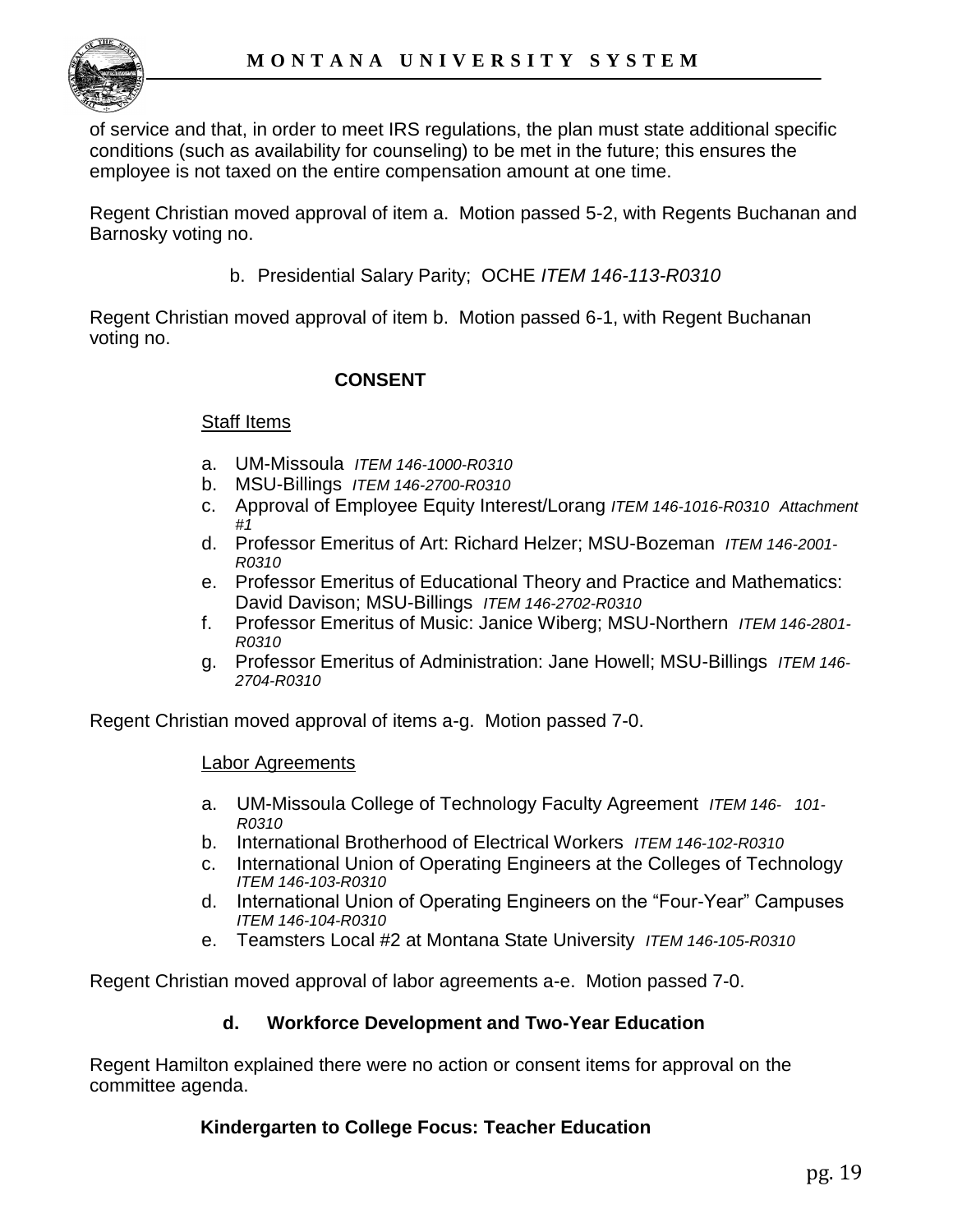of service and that, in order to meet IRS regulations, the plan must state additional specific conditions (such as availability for counseling) to be met in the future; this ensures the employee is not taxed on the entire compensation amount at one time.

Regent Christian moved approval of item a. Motion passed 5-2, with Regents Buchanan and Barnosky voting no.

b. Presidential Salary Parity; OCHE *ITEM 146-113-R0310*

Regent Christian moved approval of item b. Motion passed 6-1, with Regent Buchanan voting no.

**CONSENT**

Staff Items

a. UM-Missoula *ITEM 146-1000-R0310*
b. MSU-Billings *ITEM 146-2700-R0310*
c. Approval of Employee Equity Interest/Lorang *ITEM 146-1016-R0310 Attachment #1*
d. Professor Emeritus of Art: Richard Helzer; MSU-Bozeman *ITEM 146-2001-R0310*
e. Professor Emeritus of Educational Theory and Practice and Mathematics: David Davison; MSU-Billings *ITEM 146-2702-R0310*
f. Professor Emeritus of Music: Janice Wiberg; MSU-Northern *ITEM 146-2801-R0310*
g. Professor Emeritus of Administration: Jane Howell; MSU-Billings *ITEM 146-2704-R0310*

Regent Christian moved approval of items a-g. Motion passed 7-0.

Labor Agreements

a. UM-Missoula College of Technology Faculty Agreement *ITEM 146- 101-R0310*
b. International Brotherhood of Electrical Workers *ITEM 146-102-R0310*
c. International Union of Operating Engineers at the Colleges of Technology *ITEM 146-103-R0310*
d. International Union of Operating Engineers on the “Four-Year” Campuses *ITEM 146-104-R0310*
e. Teamsters Local #2 at Montana State University *ITEM 146-105-R0310*

Regent Christian moved approval of labor agreements a-e. Motion passed 7-0.

**d. Workforce Development and Two-Year Education**

Regent Hamilton explained there were no action or consent items for approval on the committee agenda.

**Kindergarten to College Focus: Teacher Education**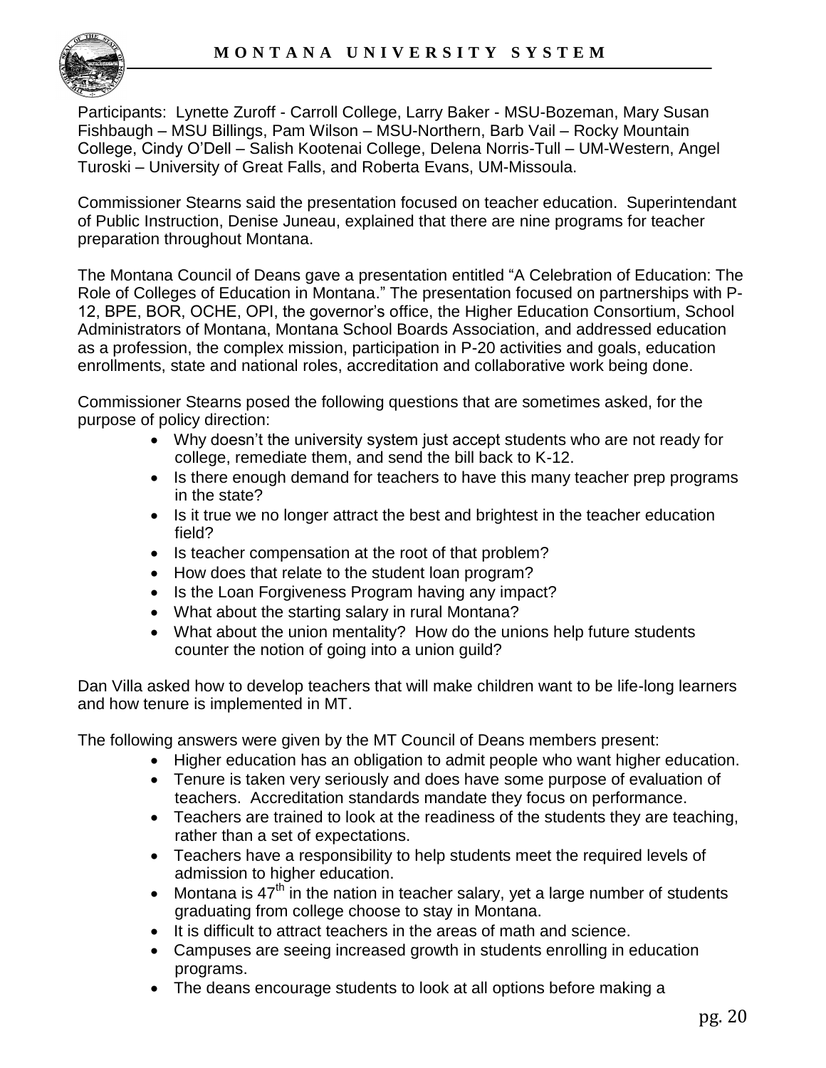Participants: Lynette Zuroff - Carroll College, Larry Baker - MSU-Bozeman, Mary Susan Fishbaugh – MSU Billings, Pam Wilson – MSU-Northern, Barb Vail – Rocky Mountain College, Cindy O'Dell – Salish Kootenai College, Delena Norris-Tull – UM-Western, Angel Turoski – University of Great Falls, and Roberta Evans, UM-Missoula.

Commissioner Stearns said the presentation focused on teacher education. Superintendant of Public Instruction, Denise Juneau, explained that there are nine programs for teacher preparation throughout Montana.

The Montana Council of Deans gave a presentation entitled "A Celebration of Education: The Role of Colleges of Education in Montana." The presentation focused on partnerships with P-12, BPE, BOR, OCHE, OPI, the governor's office, the Higher Education Consortium, School Administrators of Montana, Montana School Boards Association, and addressed education as a profession, the complex mission, participation in P-20 activities and goals, education enrollments, state and national roles, accreditation and collaborative work being done.

Commissioner Stearns posed the following questions that are sometimes asked, for the purpose of policy direction:

- Why doesn't the university system just accept students who are not ready for college, remediate them, and send the bill back to K-12.
- Is there enough demand for teachers to have this many teacher prep programs in the state?
- Is it true we no longer attract the best and brightest in the teacher education field?
- Is teacher compensation at the root of that problem?
- How does that relate to the student loan program?
- Is the Loan Forgiveness Program having any impact?
- What about the starting salary in rural Montana?
- What about the union mentality? How do the unions help future students counter the notion of going into a union guild?

Dan Villa asked how to develop teachers that will make children want to be life-long learners and how tenure is implemented in MT.

The following answers were given by the MT Council of Deans members present:

- Higher education has an obligation to admit people who want higher education.
- Tenure is taken very seriously and does have some purpose of evaluation of teachers. Accreditation standards mandate they focus on performance.
- Teachers are trained to look at the readiness of the students they are teaching, rather than a set of expectations.
- Teachers have a responsibility to help students meet the required levels of admission to higher education.
- Montana is 47th in the nation in teacher salary, yet a large number of students graduating from college choose to stay in Montana.
- It is difficult to attract teachers in the areas of math and science.
- Campuses are seeing increased growth in students enrolling in education programs.
- The deans encourage students to look at all options before making a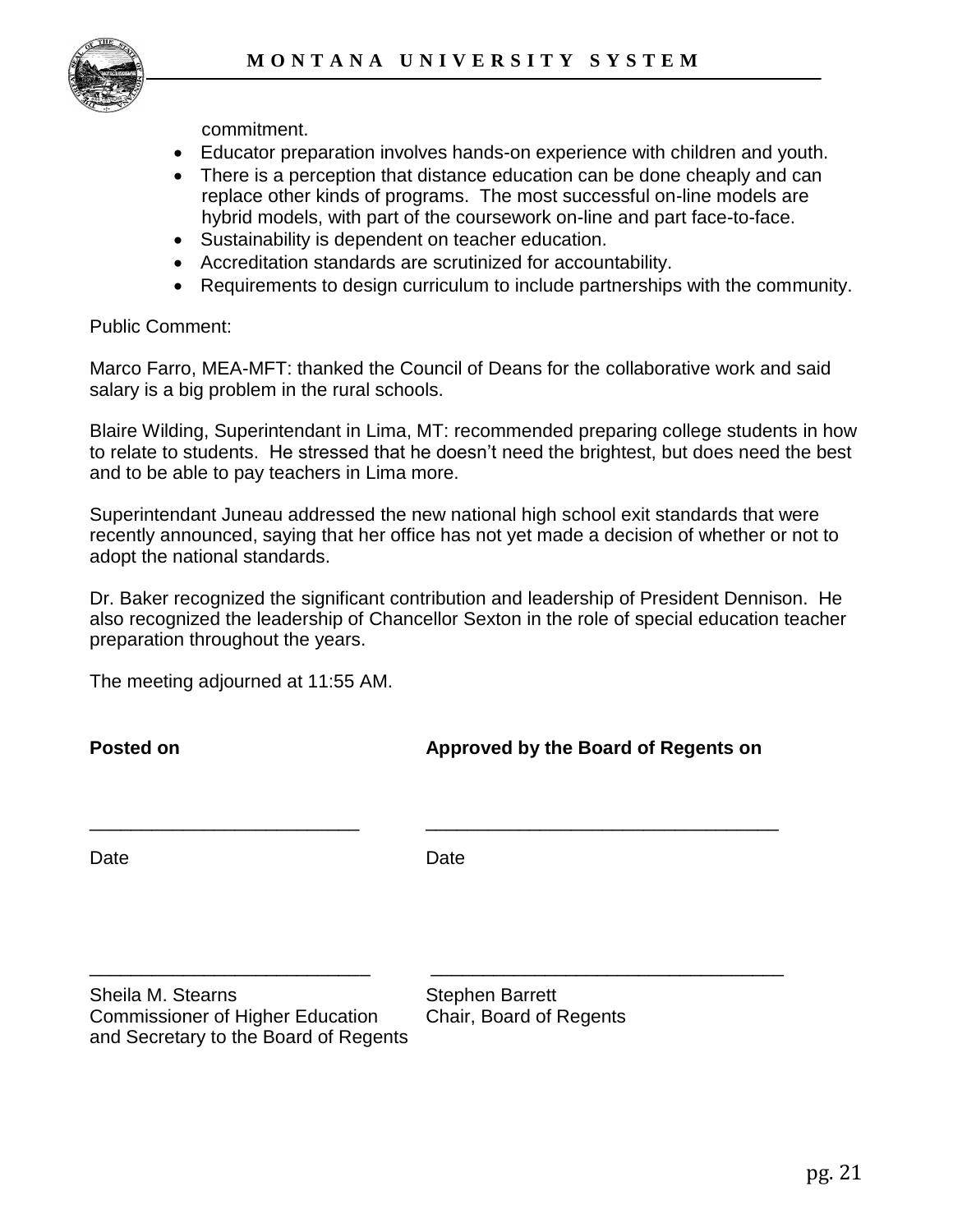commitment.

- Educator preparation involves hands-on experience with children and youth.
- There is a perception that distance education can be done cheaply and can replace other kinds of programs. The most successful on-line models are hybrid models, with part of the coursework on-line and part face-to-face.
- Sustainability is dependent on teacher education.
- Accreditation standards are scrutinized for accountability.
- Requirements to design curriculum to include partnerships with the community.

Public Comment:

Marco Farro, MEA-MFT: thanked the Council of Deans for the collaborative work and said salary is a big problem in the rural schools.

Blaire Wilding, Superintendant in Lima, MT: recommended preparing college students in how to relate to students. He stressed that he doesn't need the brightest, but does need the best and to be able to pay teachers in Lima more.

Superintendant Juneau addressed the new national high school exit standards that were recently announced, saying that her office has not yet made a decision of whether or not to adopt the national standards.

Dr. Baker recognized the significant contribution and leadership of President Dennison. He also recognized the leadership of Chancellor Sexton in the role of special education teacher preparation throughout the years.

The meeting adjourned at 11:55 AM.

**Posted on** **Approved by the Board of Regents on**

\_\_\_\_\_\_\_\_\_\_\_\_\_\_\_\_\_\_\_\_\_\_\_\_\_\_ \_\_\_\_\_\_\_\_\_\_\_\_\_\_\_\_\_\_\_\_\_\_\_\_\_\_\_\_\_\_\_\_\_\_

Date Date

\_\_\_\_\_\_\_\_\_\_\_\_\_\_\_\_\_\_\_\_\_\_\_\_\_\_\_ \_\_\_\_\_\_\_\_\_\_\_\_\_\_\_\_\_\_\_\_\_\_\_\_\_\_\_\_\_\_\_\_\_\_

Sheila M. Stearns
Commissioner of Higher Education
and Secretary to the Board of Regents

Stephen Barrett
Chair, Board of Regents